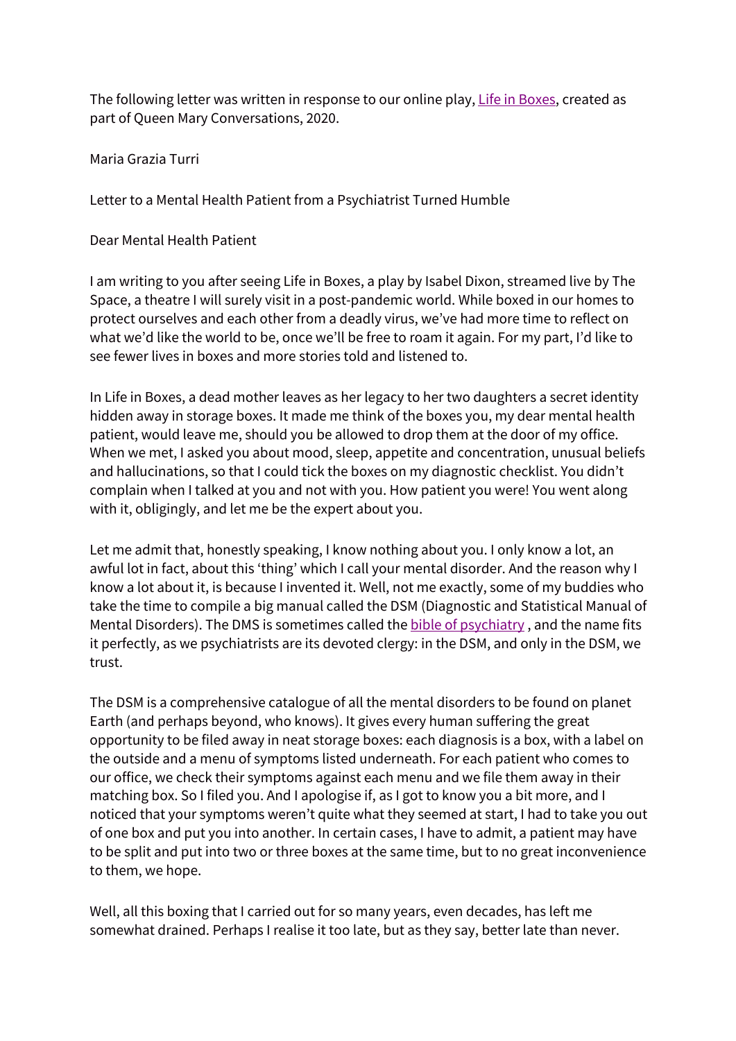The following letter was written in response to our online play, [Life in Boxes], created as part of Queen Mary Conversations, 2020.

Maria Grazia Turri

Letter to a Mental Health Patient from a Psychiatrist Turned Humble

Dear Mental Health Patient

I am writing to you after seeing Life in Boxes, a play by Isabel Dixon, streamed live by The Space, a theatre I will surely visit in a post-pandemic world. While boxed in our homes to protect ourselves and each other from a deadly virus, we've had more time to reflect on what we'd like the world to be, once we'll be free to roam it again. For my part, I'd like to see fewer lives in boxes and more stories told and listened to.

In Life in Boxes, a dead mother leaves as her legacy to her two daughters a secret identity hidden away in storage boxes. It made me think of the boxes you, my dear mental health patient, would leave me, should you be allowed to drop them at the door of my office. When we met, I asked you about mood, sleep, appetite and concentration, unusual beliefs and hallucinations, so that I could tick the boxes on my diagnostic checklist. You didn't complain when I talked at you and not with you. How patient you were! You went along with it, obligingly, and let me be the expert about you.

Let me admit that, honestly speaking, I know nothing about you. I only know a lot, an awful lot in fact, about this 'thing' which I call your mental disorder. And the reason why I know a lot about it, is because I invented it. Well, not me exactly, some of my buddies who take the time to compile a big manual called the DSM (Diagnostic and Statistical Manual of Mental Disorders). The DMS is sometimes called the [bible of psychiatry] , and the name fits it perfectly, as we psychiatrists are its devoted clergy: in the DSM, and only in the DSM, we trust.

The DSM is a comprehensive catalogue of all the mental disorders to be found on planet Earth (and perhaps beyond, who knows). It gives every human suffering the great opportunity to be filed away in neat storage boxes: each diagnosis is a box, with a label on the outside and a menu of symptoms listed underneath. For each patient who comes to our office, we check their symptoms against each menu and we file them away in their matching box. So I filed you. And I apologise if, as I got to know you a bit more, and I noticed that your symptoms weren't quite what they seemed at start, I had to take you out of one box and put you into another. In certain cases, I have to admit, a patient may have to be split and put into two or three boxes at the same time, but to no great inconvenience to them, we hope.

Well, all this boxing that I carried out for so many years, even decades, has left me somewhat drained. Perhaps I realise it too late, but as they say, better late than never.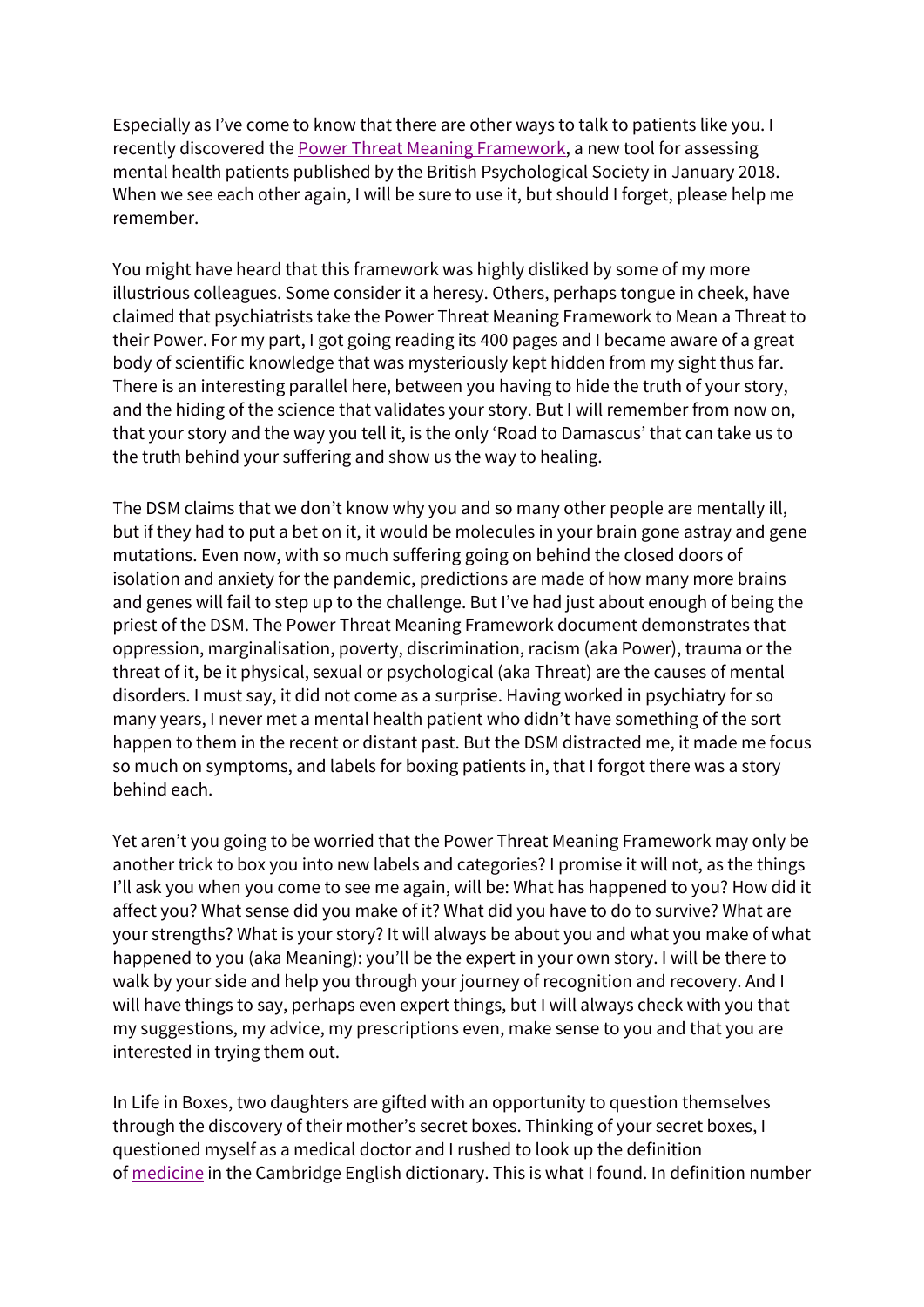Especially as I've come to know that there are other ways to talk to patients like you. I recently discovered the Power Threat Meaning Framework, a new tool for assessing mental health patients published by the British Psychological Society in January 2018. When we see each other again, I will be sure to use it, but should I forget, please help me remember.

You might have heard that this framework was highly disliked by some of my more illustrious colleagues. Some consider it a heresy. Others, perhaps tongue in cheek, have claimed that psychiatrists take the Power Threat Meaning Framework to Mean a Threat to their Power. For my part, I got going reading its 400 pages and I became aware of a great body of scientific knowledge that was mysteriously kept hidden from my sight thus far. There is an interesting parallel here, between you having to hide the truth of your story, and the hiding of the science that validates your story. But I will remember from now on, that your story and the way you tell it, is the only 'Road to Damascus' that can take us to the truth behind your suffering and show us the way to healing.

The DSM claims that we don't know why you and so many other people are mentally ill, but if they had to put a bet on it, it would be molecules in your brain gone astray and gene mutations. Even now, with so much suffering going on behind the closed doors of isolation and anxiety for the pandemic, predictions are made of how many more brains and genes will fail to step up to the challenge. But I've had just about enough of being the priest of the DSM. The Power Threat Meaning Framework document demonstrates that oppression, marginalisation, poverty, discrimination, racism (aka Power), trauma or the threat of it, be it physical, sexual or psychological (aka Threat) are the causes of mental disorders. I must say, it did not come as a surprise. Having worked in psychiatry for so many years, I never met a mental health patient who didn't have something of the sort happen to them in the recent or distant past. But the DSM distracted me, it made me focus so much on symptoms, and labels for boxing patients in, that I forgot there was a story behind each.

Yet aren't you going to be worried that the Power Threat Meaning Framework may only be another trick to box you into new labels and categories? I promise it will not, as the things I'll ask you when you come to see me again, will be: What has happened to you? How did it affect you? What sense did you make of it? What did you have to do to survive? What are your strengths? What is your story? It will always be about you and what you make of what happened to you (aka Meaning): you'll be the expert in your own story. I will be there to walk by your side and help you through your journey of recognition and recovery. And I will have things to say, perhaps even expert things, but I will always check with you that my suggestions, my advice, my prescriptions even, make sense to you and that you are interested in trying them out.

In Life in Boxes, two daughters are gifted with an opportunity to question themselves through the discovery of their mother's secret boxes. Thinking of your secret boxes, I questioned myself as a medical doctor and I rushed to look up the definition of medicine in the Cambridge English dictionary. This is what I found. In definition number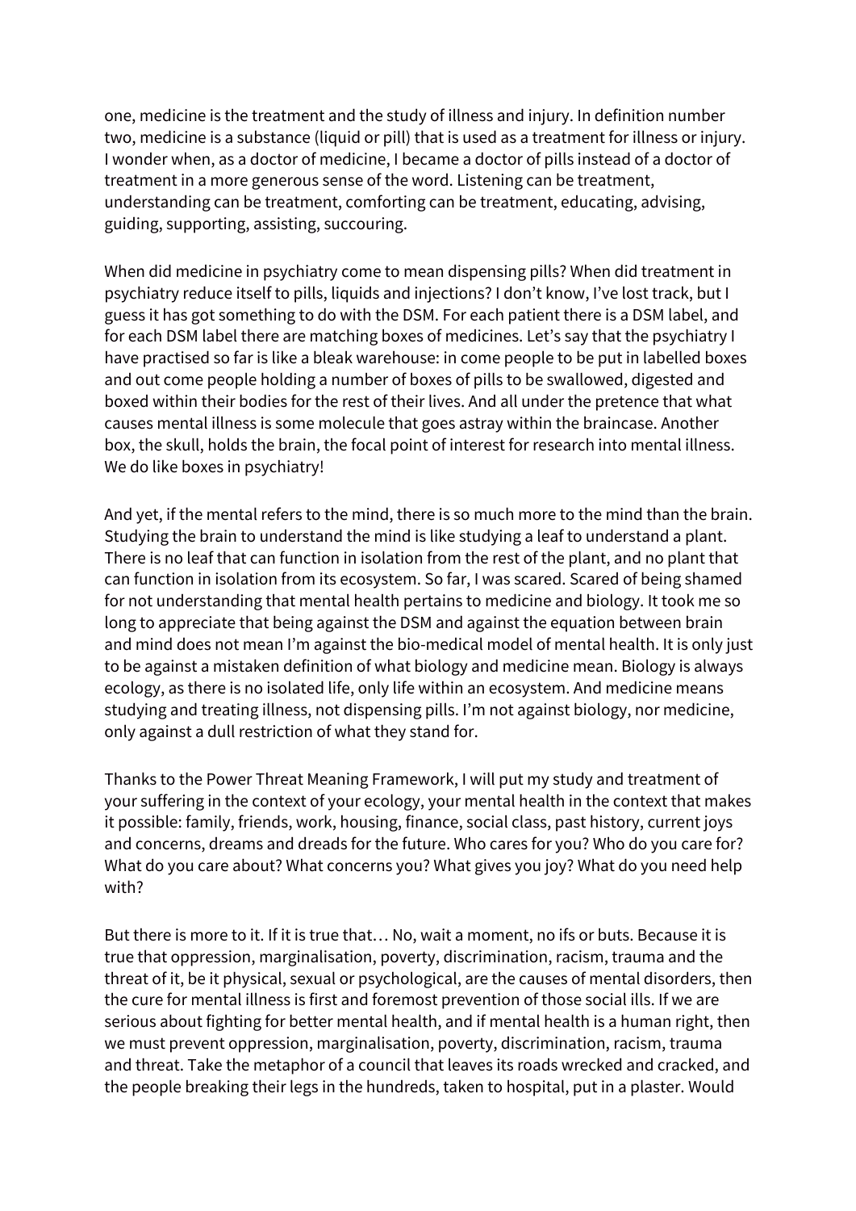one, medicine is the treatment and the study of illness and injury. In definition number two, medicine is a substance (liquid or pill) that is used as a treatment for illness or injury. I wonder when, as a doctor of medicine, I became a doctor of pills instead of a doctor of treatment in a more generous sense of the word. Listening can be treatment, understanding can be treatment, comforting can be treatment, educating, advising, guiding, supporting, assisting, succouring.

When did medicine in psychiatry come to mean dispensing pills? When did treatment in psychiatry reduce itself to pills, liquids and injections? I don't know, I've lost track, but I guess it has got something to do with the DSM. For each patient there is a DSM label, and for each DSM label there are matching boxes of medicines. Let's say that the psychiatry I have practised so far is like a bleak warehouse: in come people to be put in labelled boxes and out come people holding a number of boxes of pills to be swallowed, digested and boxed within their bodies for the rest of their lives. And all under the pretence that what causes mental illness is some molecule that goes astray within the braincase. Another box, the skull, holds the brain, the focal point of interest for research into mental illness. We do like boxes in psychiatry!

And yet, if the mental refers to the mind, there is so much more to the mind than the brain. Studying the brain to understand the mind is like studying a leaf to understand a plant. There is no leaf that can function in isolation from the rest of the plant, and no plant that can function in isolation from its ecosystem. So far, I was scared. Scared of being shamed for not understanding that mental health pertains to medicine and biology. It took me so long to appreciate that being against the DSM and against the equation between brain and mind does not mean I'm against the bio-medical model of mental health. It is only just to be against a mistaken definition of what biology and medicine mean. Biology is always ecology, as there is no isolated life, only life within an ecosystem. And medicine means studying and treating illness, not dispensing pills. I'm not against biology, nor medicine, only against a dull restriction of what they stand for.

Thanks to the Power Threat Meaning Framework, I will put my study and treatment of your suffering in the context of your ecology, your mental health in the context that makes it possible: family, friends, work, housing, finance, social class, past history, current joys and concerns, dreams and dreads for the future. Who cares for you? Who do you care for? What do you care about? What concerns you? What gives you joy? What do you need help with?

But there is more to it. If it is true that… No, wait a moment, no ifs or buts. Because it is true that oppression, marginalisation, poverty, discrimination, racism, trauma and the threat of it, be it physical, sexual or psychological, are the causes of mental disorders, then the cure for mental illness is first and foremost prevention of those social ills. If we are serious about fighting for better mental health, and if mental health is a human right, then we must prevent oppression, marginalisation, poverty, discrimination, racism, trauma and threat. Take the metaphor of a council that leaves its roads wrecked and cracked, and the people breaking their legs in the hundreds, taken to hospital, put in a plaster. Would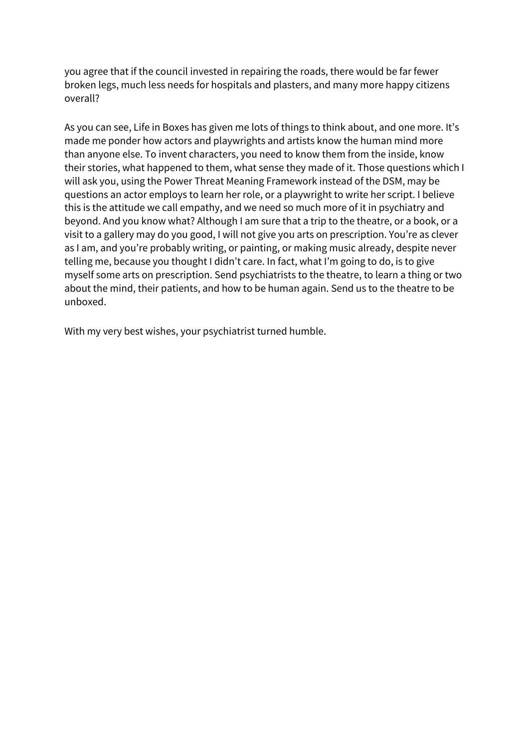you agree that if the council invested in repairing the roads, there would be far fewer broken legs, much less needs for hospitals and plasters, and many more happy citizens overall?

As you can see, Life in Boxes has given me lots of things to think about, and one more. It's made me ponder how actors and playwrights and artists know the human mind more than anyone else. To invent characters, you need to know them from the inside, know their stories, what happened to them, what sense they made of it. Those questions which I will ask you, using the Power Threat Meaning Framework instead of the DSM, may be questions an actor employs to learn her role, or a playwright to write her script. I believe this is the attitude we call empathy, and we need so much more of it in psychiatry and beyond. And you know what? Although I am sure that a trip to the theatre, or a book, or a visit to a gallery may do you good, I will not give you arts on prescription. You're as clever as I am, and you're probably writing, or painting, or making music already, despite never telling me, because you thought I didn't care. In fact, what I'm going to do, is to give myself some arts on prescription. Send psychiatrists to the theatre, to learn a thing or two about the mind, their patients, and how to be human again. Send us to the theatre to be unboxed.

With my very best wishes, your psychiatrist turned humble.